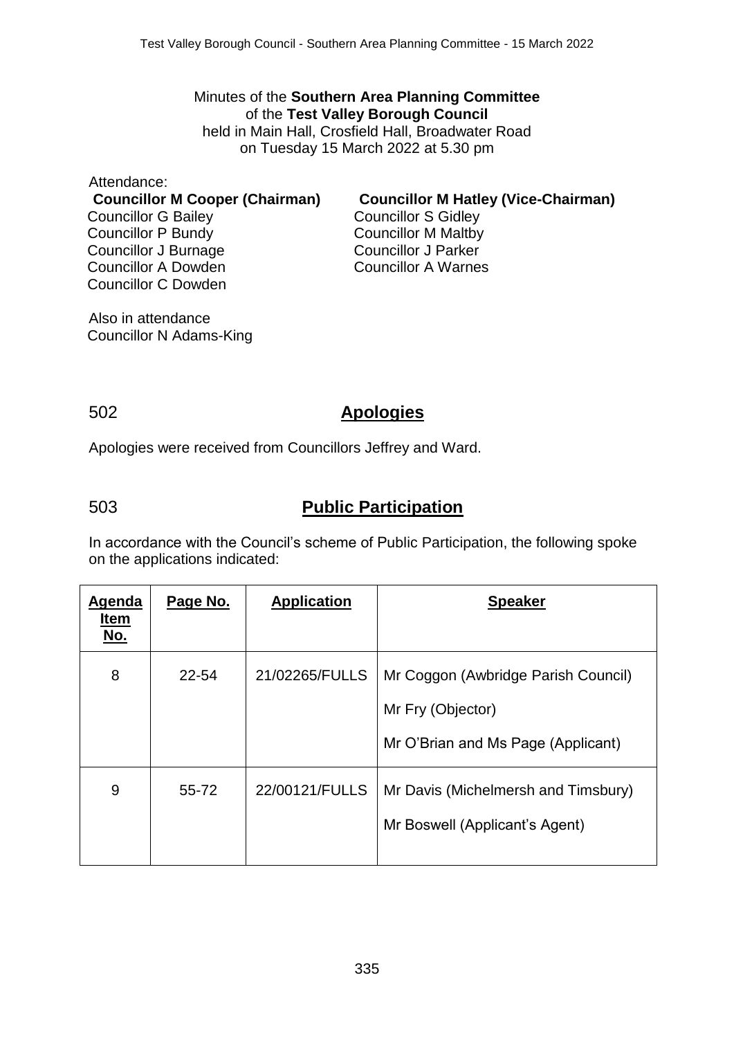Minutes of the **Southern Area Planning Committee**
of the **Test Valley Borough Council**
held in Main Hall, Crosfield Hall, Broadwater Road
on Tuesday 15 March 2022 at 5.30 pm

Attendance:

**Councillor M Cooper (Chairman)**
**Councillor M Hatley (Vice-Chairman)**

Councillor G Bailey
Councillor P Bundy
Councillor J Burnage
Councillor A Dowden
Councillor C Dowden
Councillor S Gidley
Councillor M Maltby
Councillor J Parker
Councillor A Warnes

Also in attendance
Councillor N Adams-King

## 502 Apologies

Apologies were received from Councillors Jeffrey and Ward.

## 503 Public Participation

In accordance with the Council's scheme of Public Participation, the following spoke on the applications indicated:

| Agenda Item No. | Page No. | Application | Speaker |
|---|---|---|---|
| 8 | 22-54 | 21/02265/FULLS | Mr Coggon (Awbridge Parish Council)<br>Mr Fry (Objector)<br>Mr O'Brian and Ms Page (Applicant) |
| 9 | 55-72 | 22/00121/FULLS | Mr Davis (Michelmersh and Timsbury)<br>Mr Boswell (Applicant's Agent) |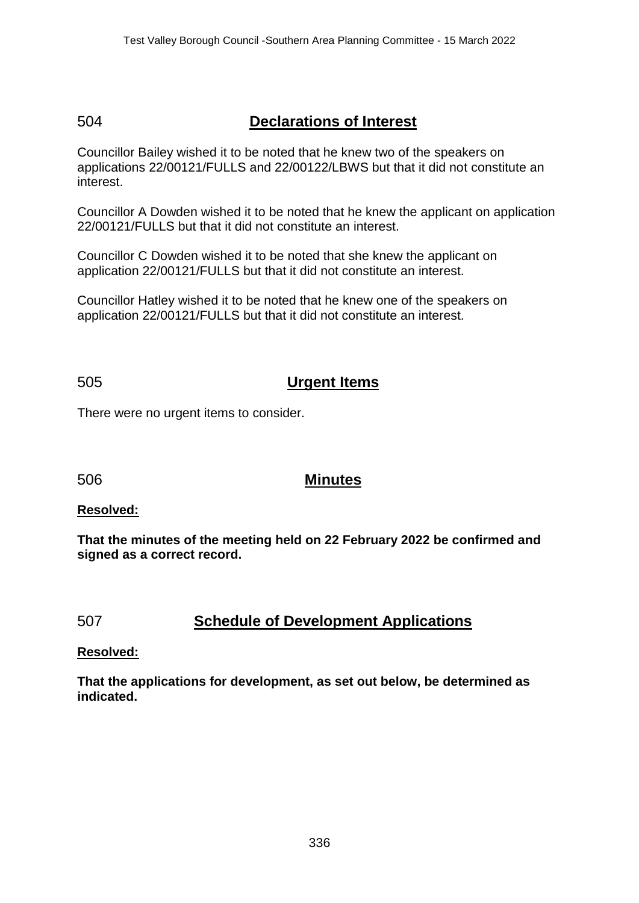## 504 Declarations of Interest

Councillor Bailey wished it to be noted that he knew two of the speakers on applications 22/00121/FULLS and 22/00122/LBWS but that it did not constitute an interest.

Councillor A Dowden wished it to be noted that he knew the applicant on application 22/00121/FULLS but that it did not constitute an interest.

Councillor C Dowden wished it to be noted that she knew the applicant on application 22/00121/FULLS but that it did not constitute an interest.

Councillor Hatley wished it to be noted that he knew one of the speakers on application 22/00121/FULLS but that it did not constitute an interest.

## 505 Urgent Items

There were no urgent items to consider.

## 506 Minutes

**Resolved:**

**That the minutes of the meeting held on 22 February 2022 be confirmed and signed as a correct record.**

## 507 Schedule of Development Applications

**Resolved:**

**That the applications for development, as set out below, be determined as indicated.**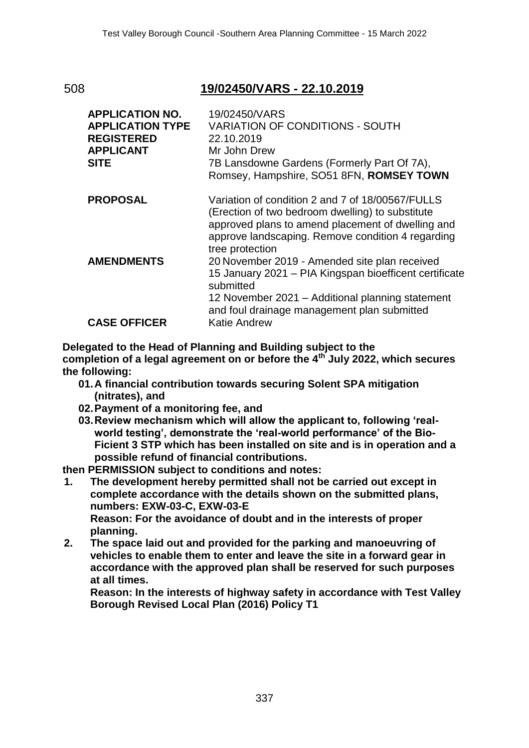## 508 **19/02450/VARS - 22.10.2019**

| | |
|---|---|
| **APPLICATION NO.** | 19/02450/VARS |
| **APPLICATION TYPE** | VARIATION OF CONDITIONS - SOUTH |
| **REGISTERED** | 22.10.2019 |
| **APPLICANT** | Mr John Drew |
| **SITE** | 7B Lansdowne Gardens (Formerly Part Of 7A), Romsey, Hampshire, SO51 8FN, **ROMSEY TOWN** |
| **PROPOSAL** | Variation of condition 2 and 7 of 18/00567/FULLS (Erection of two bedroom dwelling) to substitute approved plans to amend placement of dwelling and approve landscaping. Remove condition 4 regarding tree protection |
| **AMENDMENTS** | 20 November 2019 - Amended site plan received<br>15 January 2021 – PIA Kingspan bioefficent certificate submitted<br>12 November 2021 – Additional planning statement and foul drainage management plan submitted |
| **CASE OFFICER** | Katie Andrew |

**Delegated to the Head of Planning and Building subject to the completion of a legal agreement on or before the 4th July 2022, which secures the following:**

- **01.A financial contribution towards securing Solent SPA mitigation (nitrates), and**
- **02.Payment of a monitoring fee, and**
- **03.Review mechanism which will allow the applicant to, following 'real-world testing', demonstrate the 'real-world performance' of the Bio-Ficient 3 STP which has been installed on site and is in operation and a possible refund of financial contributions.**

**then PERMISSION subject to conditions and notes:**

1. **The development hereby permitted shall not be carried out except in complete accordance with the details shown on the submitted plans, numbers: EXW-03-C, EXW-03-E**
   **Reason: For the avoidance of doubt and in the interests of proper planning.**
2. **The space laid out and provided for the parking and manoeuvring of vehicles to enable them to enter and leave the site in a forward gear in accordance with the approved plan shall be reserved for such purposes at all times.**
   **Reason: In the interests of highway safety in accordance with Test Valley Borough Revised Local Plan (2016) Policy T1**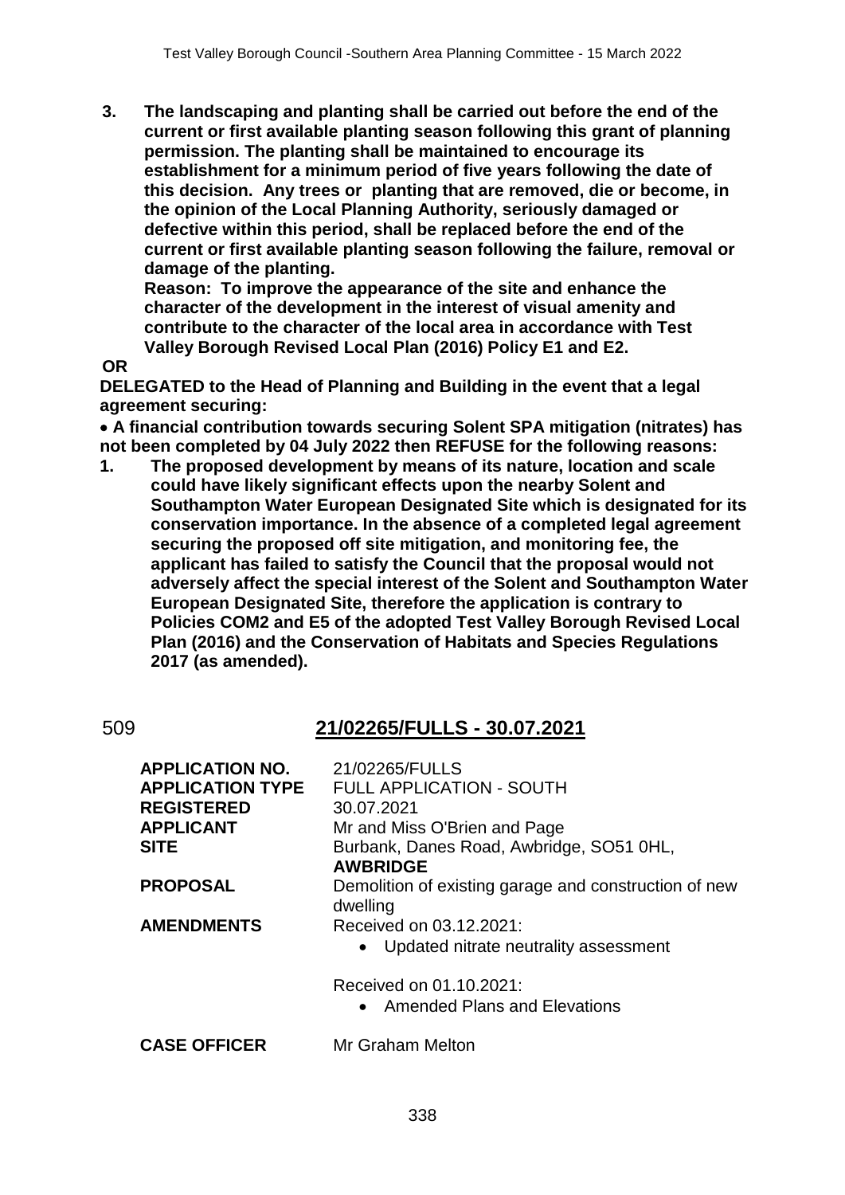**3. The landscaping and planting shall be carried out before the end of the current or first available planting season following this grant of planning permission. The planting shall be maintained to encourage its establishment for a minimum period of five years following the date of this decision. Any trees or planting that are removed, die or become, in the opinion of the Local Planning Authority, seriously damaged or defective within this period, shall be replaced before the end of the current or first available planting season following the failure, removal or damage of the planting.**
**Reason: To improve the appearance of the site and enhance the character of the development in the interest of visual amenity and contribute to the character of the local area in accordance with Test Valley Borough Revised Local Plan (2016) Policy E1 and E2.**

**OR**

**DELEGATED to the Head of Planning and Building in the event that a legal agreement securing:**

- **A financial contribution towards securing Solent SPA mitigation (nitrates) has not been completed by 04 July 2022 then REFUSE for the following reasons:**

**1. The proposed development by means of its nature, location and scale could have likely significant effects upon the nearby Solent and Southampton Water European Designated Site which is designated for its conservation importance. In the absence of a completed legal agreement securing the proposed off site mitigation, and monitoring fee, the applicant has failed to satisfy the Council that the proposal would not adversely affect the special interest of the Solent and Southampton Water European Designated Site, therefore the application is contrary to Policies COM2 and E5 of the adopted Test Valley Borough Revised Local Plan (2016) and the Conservation of Habitats and Species Regulations 2017 (as amended).**

## 509 21/02265/FULLS - 30.07.2021

| | |
|---|---|
| **APPLICATION NO.** | 21/02265/FULLS |
| **APPLICATION TYPE** | FULL APPLICATION - SOUTH |
| **REGISTERED** | 30.07.2021 |
| **APPLICANT** | Mr and Miss O'Brien and Page |
| **SITE** | Burbank, Danes Road, Awbridge, SO51 0HL, **AWBRIDGE** |
| **PROPOSAL** | Demolition of existing garage and construction of new dwelling |
| **AMENDMENTS** | Received on 03.12.2021: • Updated nitrate neutrality assessment<br><br>Received on 01.10.2021: • Amended Plans and Elevations |
| **CASE OFFICER** | Mr Graham Melton |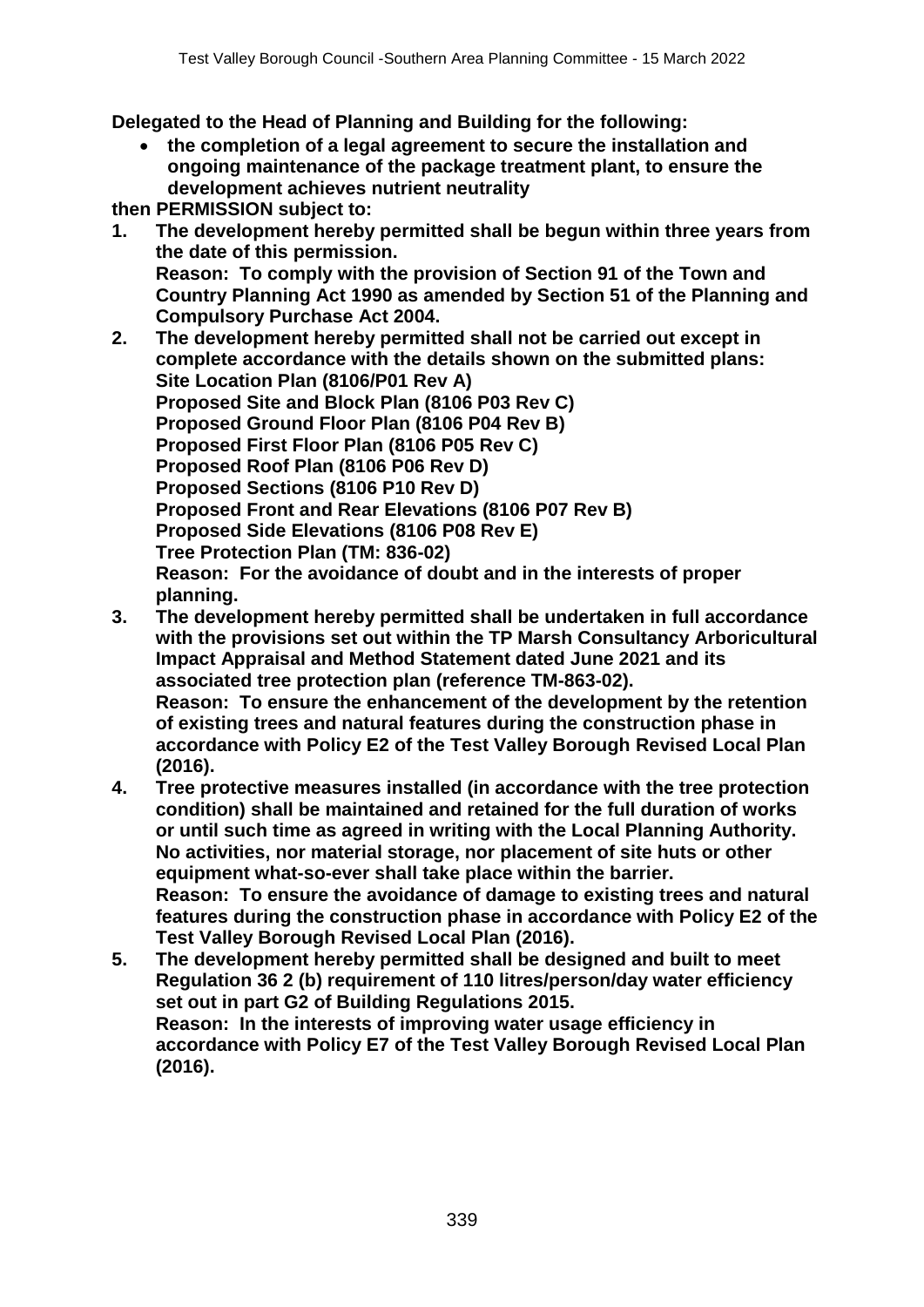**Delegated to the Head of Planning and Building for the following:**

- **the completion of a legal agreement to secure the installation and ongoing maintenance of the package treatment plant, to ensure the development achieves nutrient neutrality**

**then PERMISSION subject to:**

1. **The development hereby permitted shall be begun within three years from the date of this permission.**
   **Reason: To comply with the provision of Section 91 of the Town and Country Planning Act 1990 as amended by Section 51 of the Planning and Compulsory Purchase Act 2004.**
2. **The development hereby permitted shall not be carried out except in complete accordance with the details shown on the submitted plans:**
   **Site Location Plan (8106/P01 Rev A)**
   **Proposed Site and Block Plan (8106 P03 Rev C)**
   **Proposed Ground Floor Plan (8106 P04 Rev B)**
   **Proposed First Floor Plan (8106 P05 Rev C)**
   **Proposed Roof Plan (8106 P06 Rev D)**
   **Proposed Sections (8106 P10 Rev D)**
   **Proposed Front and Rear Elevations (8106 P07 Rev B)**
   **Proposed Side Elevations (8106 P08 Rev E)**
   **Tree Protection Plan (TM: 836-02)**
   **Reason: For the avoidance of doubt and in the interests of proper planning.**
3. **The development hereby permitted shall be undertaken in full accordance with the provisions set out within the TP Marsh Consultancy Arboricultural Impact Appraisal and Method Statement dated June 2021 and its associated tree protection plan (reference TM-863-02).**
   **Reason: To ensure the enhancement of the development by the retention of existing trees and natural features during the construction phase in accordance with Policy E2 of the Test Valley Borough Revised Local Plan (2016).**
4. **Tree protective measures installed (in accordance with the tree protection condition) shall be maintained and retained for the full duration of works or until such time as agreed in writing with the Local Planning Authority. No activities, nor material storage, nor placement of site huts or other equipment what-so-ever shall take place within the barrier.**
   **Reason: To ensure the avoidance of damage to existing trees and natural features during the construction phase in accordance with Policy E2 of the Test Valley Borough Revised Local Plan (2016).**
5. **The development hereby permitted shall be designed and built to meet Regulation 36 2 (b) requirement of 110 litres/person/day water efficiency set out in part G2 of Building Regulations 2015.**
   **Reason: In the interests of improving water usage efficiency in accordance with Policy E7 of the Test Valley Borough Revised Local Plan (2016).**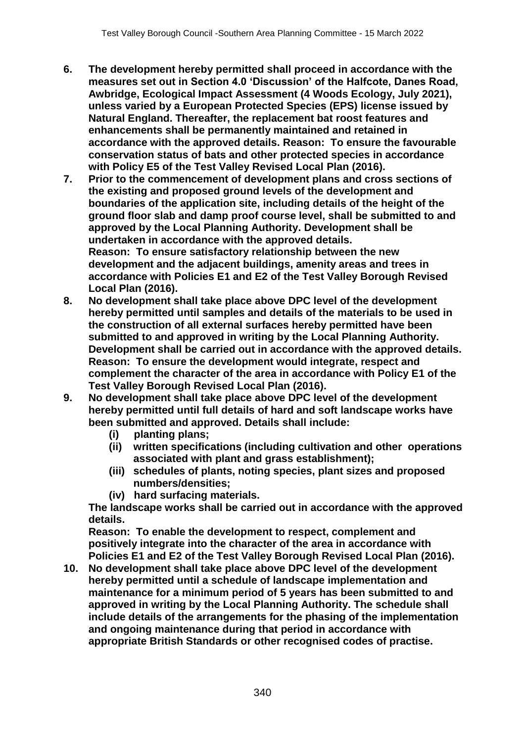6. **The development hereby permitted shall proceed in accordance with the measures set out in Section 4.0 'Discussion' of the Halfcote, Danes Road, Awbridge, Ecological Impact Assessment (4 Woods Ecology, July 2021), unless varied by a European Protected Species (EPS) license issued by Natural England. Thereafter, the replacement bat roost features and enhancements shall be permanently maintained and retained in accordance with the approved details. Reason: To ensure the favourable conservation status of bats and other protected species in accordance with Policy E5 of the Test Valley Revised Local Plan (2016).**
7. **Prior to the commencement of development plans and cross sections of the existing and proposed ground levels of the development and boundaries of the application site, including details of the height of the ground floor slab and damp proof course level, shall be submitted to and approved by the Local Planning Authority. Development shall be undertaken in accordance with the approved details.**
   **Reason: To ensure satisfactory relationship between the new development and the adjacent buildings, amenity areas and trees in accordance with Policies E1 and E2 of the Test Valley Borough Revised Local Plan (2016).**
8. **No development shall take place above DPC level of the development hereby permitted until samples and details of the materials to be used in the construction of all external surfaces hereby permitted have been submitted to and approved in writing by the Local Planning Authority. Development shall be carried out in accordance with the approved details. Reason: To ensure the development would integrate, respect and complement the character of the area in accordance with Policy E1 of the Test Valley Borough Revised Local Plan (2016).**
9. **No development shall take place above DPC level of the development hereby permitted until full details of hard and soft landscape works have been submitted and approved. Details shall include:**
   - **(i) planting plans;**
   - **(ii) written specifications (including cultivation and other operations associated with plant and grass establishment);**
   - **(iii) schedules of plants, noting species, plant sizes and proposed numbers/densities;**
   - **(iv) hard surfacing materials.**

   **The landscape works shall be carried out in accordance with the approved details.**
   **Reason: To enable the development to respect, complement and positively integrate into the character of the area in accordance with Policies E1 and E2 of the Test Valley Borough Revised Local Plan (2016).**
10. **No development shall take place above DPC level of the development hereby permitted until a schedule of landscape implementation and maintenance for a minimum period of 5 years has been submitted to and approved in writing by the Local Planning Authority. The schedule shall include details of the arrangements for the phasing of the implementation and ongoing maintenance during that period in accordance with appropriate British Standards or other recognised codes of practise.**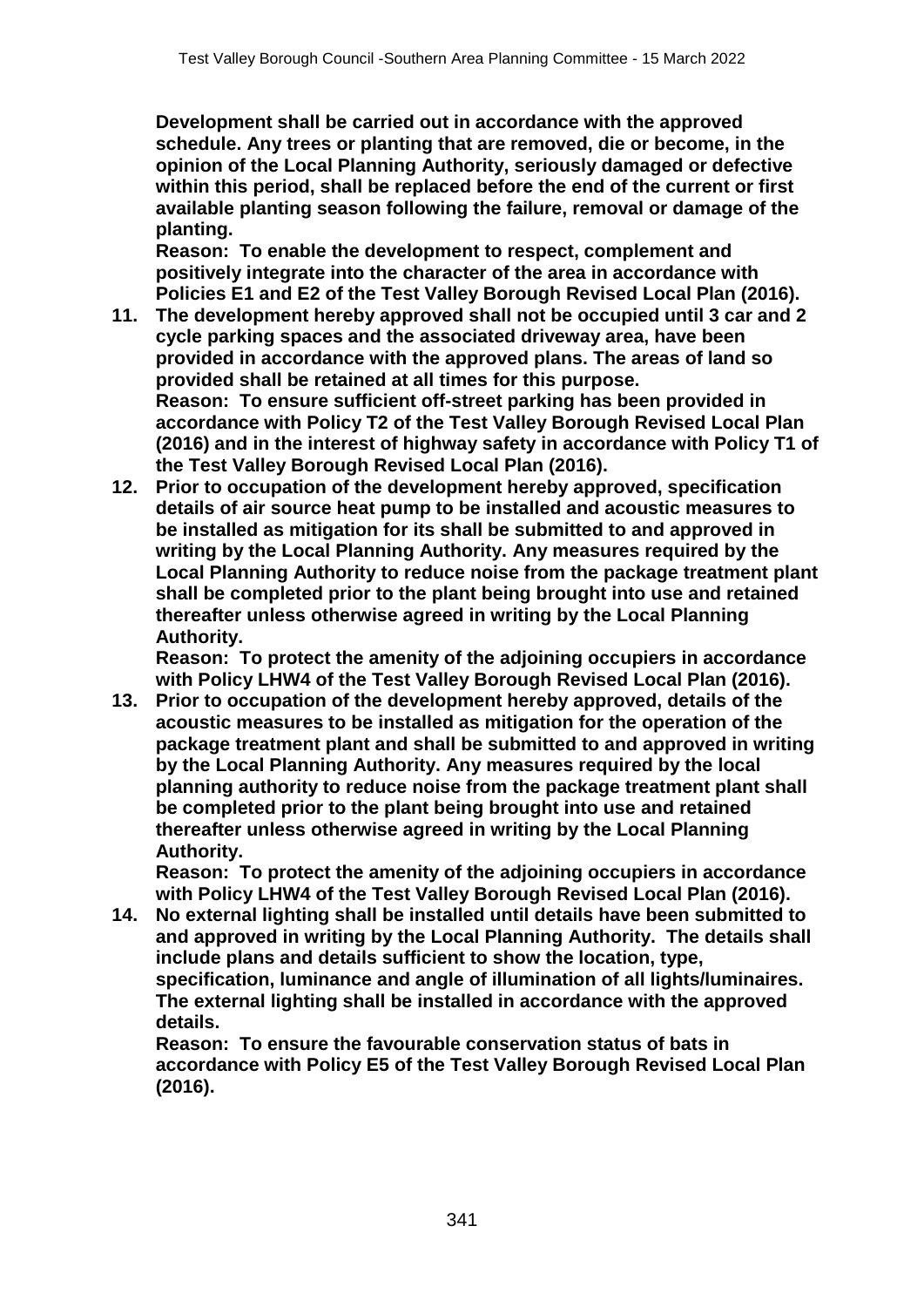**Development shall be carried out in accordance with the approved schedule. Any trees or planting that are removed, die or become, in the opinion of the Local Planning Authority, seriously damaged or defective within this period, shall be replaced before the end of the current or first available planting season following the failure, removal or damage of the planting.**

**Reason: To enable the development to respect, complement and positively integrate into the character of the area in accordance with Policies E1 and E2 of the Test Valley Borough Revised Local Plan (2016).**

11. **The development hereby approved shall not be occupied until 3 car and 2 cycle parking spaces and the associated driveway area, have been provided in accordance with the approved plans. The areas of land so provided shall be retained at all times for this purpose.**
    **Reason: To ensure sufficient off-street parking has been provided in accordance with Policy T2 of the Test Valley Borough Revised Local Plan (2016) and in the interest of highway safety in accordance with Policy T1 of the Test Valley Borough Revised Local Plan (2016).**
12. **Prior to occupation of the development hereby approved, specification details of air source heat pump to be installed and acoustic measures to be installed as mitigation for its shall be submitted to and approved in writing by the Local Planning Authority. Any measures required by the Local Planning Authority to reduce noise from the package treatment plant shall be completed prior to the plant being brought into use and retained thereafter unless otherwise agreed in writing by the Local Planning Authority.**
    **Reason: To protect the amenity of the adjoining occupiers in accordance with Policy LHW4 of the Test Valley Borough Revised Local Plan (2016).**
13. **Prior to occupation of the development hereby approved, details of the acoustic measures to be installed as mitigation for the operation of the package treatment plant and shall be submitted to and approved in writing by the Local Planning Authority. Any measures required by the local planning authority to reduce noise from the package treatment plant shall be completed prior to the plant being brought into use and retained thereafter unless otherwise agreed in writing by the Local Planning Authority.**
    **Reason: To protect the amenity of the adjoining occupiers in accordance with Policy LHW4 of the Test Valley Borough Revised Local Plan (2016).**
14. **No external lighting shall be installed until details have been submitted to and approved in writing by the Local Planning Authority. The details shall include plans and details sufficient to show the location, type, specification, luminance and angle of illumination of all lights/luminaires. The external lighting shall be installed in accordance with the approved details.**
    **Reason: To ensure the favourable conservation status of bats in accordance with Policy E5 of the Test Valley Borough Revised Local Plan (2016).**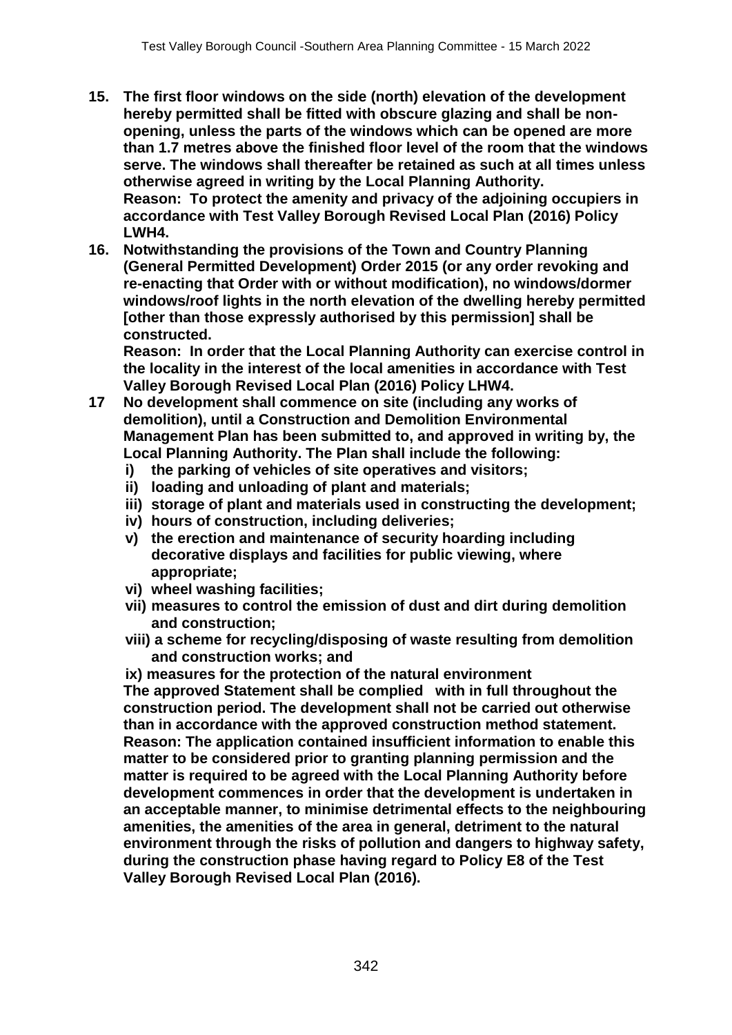**15. The first floor windows on the side (north) elevation of the development hereby permitted shall be fitted with obscure glazing and shall be non-opening, unless the parts of the windows which can be opened are more than 1.7 metres above the finished floor level of the room that the windows serve. The windows shall thereafter be retained as such at all times unless otherwise agreed in writing by the Local Planning Authority.**
**Reason: To protect the amenity and privacy of the adjoining occupiers in accordance with Test Valley Borough Revised Local Plan (2016) Policy LWH4.**

**16. Notwithstanding the provisions of the Town and Country Planning (General Permitted Development) Order 2015 (or any order revoking and re-enacting that Order with or without modification), no windows/dormer windows/roof lights in the north elevation of the dwelling hereby permitted [other than those expressly authorised by this permission] shall be constructed.**
**Reason: In order that the Local Planning Authority can exercise control in the locality in the interest of the local amenities in accordance with Test Valley Borough Revised Local Plan (2016) Policy LHW4.**

**17 No development shall commence on site (including any works of demolition), until a Construction and Demolition Environmental Management Plan has been submitted to, and approved in writing by, the Local Planning Authority. The Plan shall include the following:**
- **i) the parking of vehicles of site operatives and visitors;**
- **ii) loading and unloading of plant and materials;**
- **iii) storage of plant and materials used in constructing the development;**
- **iv) hours of construction, including deliveries;**
- **v) the erection and maintenance of security hoarding including decorative displays and facilities for public viewing, where appropriate;**
- **vi) wheel washing facilities;**
- **vii) measures to control the emission of dust and dirt during demolition and construction;**
- **viii) a scheme for recycling/disposing of waste resulting from demolition and construction works; and**
- **ix) measures for the protection of the natural environment**

**The approved Statement shall be complied with in full throughout the construction period. The development shall not be carried out otherwise than in accordance with the approved construction method statement.**
**Reason: The application contained insufficient information to enable this matter to be considered prior to granting planning permission and the matter is required to be agreed with the Local Planning Authority before development commences in order that the development is undertaken in an acceptable manner, to minimise detrimental effects to the neighbouring amenities, the amenities of the area in general, detriment to the natural environment through the risks of pollution and dangers to highway safety, during the construction phase having regard to Policy E8 of the Test Valley Borough Revised Local Plan (2016).**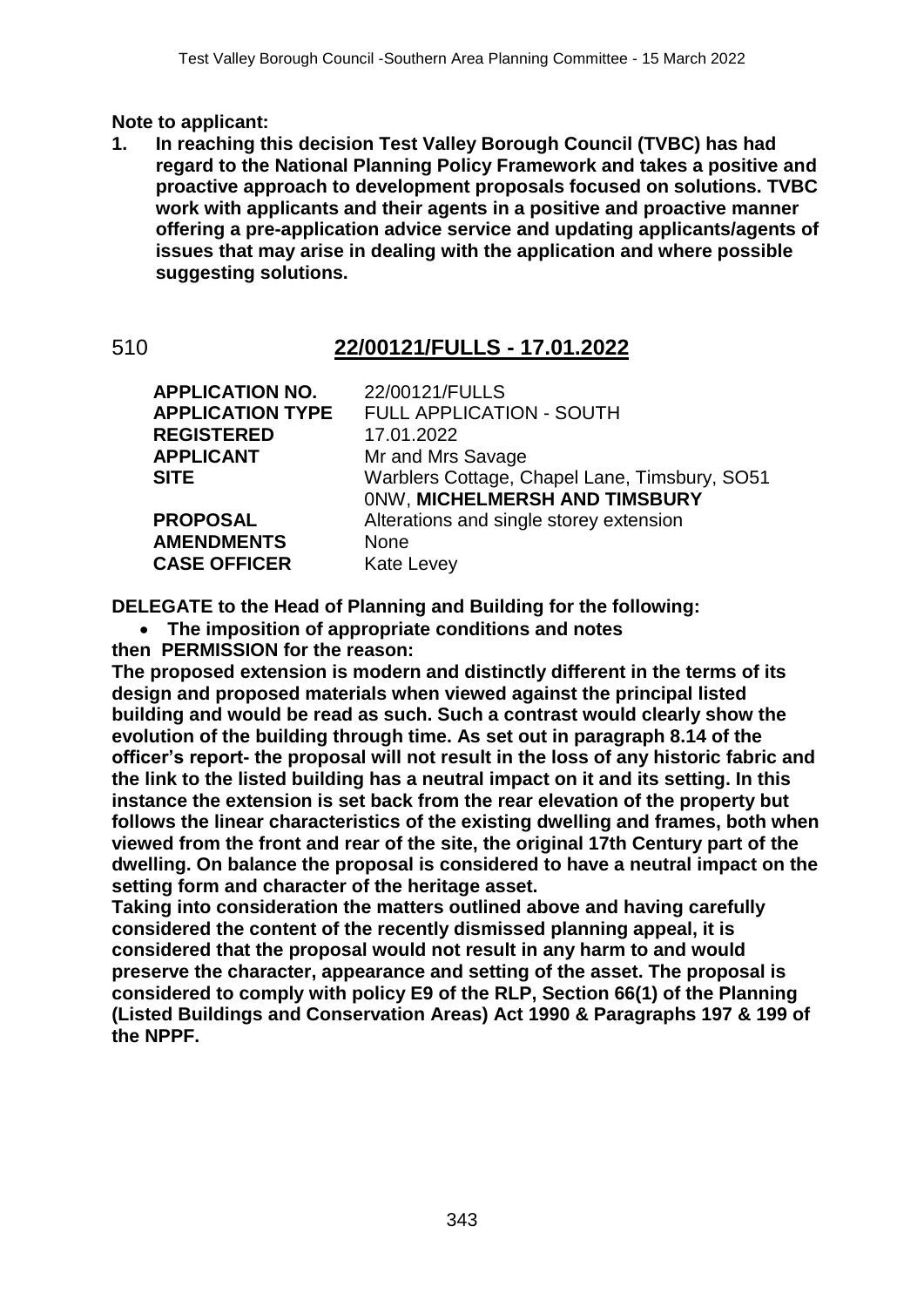**Note to applicant:**

1. **In reaching this decision Test Valley Borough Council (TVBC) has had regard to the National Planning Policy Framework and takes a positive and proactive approach to development proposals focused on solutions. TVBC work with applicants and their agents in a positive and proactive manner offering a pre-application advice service and updating applicants/agents of issues that may arise in dealing with the application and where possible suggesting solutions.**

## 510 22/00121/FULLS - 17.01.2022

| | |
|---|---|
| **APPLICATION NO.** | 22/00121/FULLS |
| **APPLICATION TYPE** | FULL APPLICATION - SOUTH |
| **REGISTERED** | 17.01.2022 |
| **APPLICANT** | Mr and Mrs Savage |
| **SITE** | Warblers Cottage, Chapel Lane, Timsbury, SO51 0NW, **MICHELMERSH AND TIMSBURY** |
| **PROPOSAL** | Alterations and single storey extension |
| **AMENDMENTS** | None |
| **CASE OFFICER** | Kate Levey |

**DELEGATE to the Head of Planning and Building for the following:**

- **The imposition of appropriate conditions and notes**

**then PERMISSION for the reason:**

**The proposed extension is modern and distinctly different in the terms of its design and proposed materials when viewed against the principal listed building and would be read as such. Such a contrast would clearly show the evolution of the building through time. As set out in paragraph 8.14 of the officer's report- the proposal will not result in the loss of any historic fabric and the link to the listed building has a neutral impact on it and its setting. In this instance the extension is set back from the rear elevation of the property but follows the linear characteristics of the existing dwelling and frames, both when viewed from the front and rear of the site, the original 17th Century part of the dwelling. On balance the proposal is considered to have a neutral impact on the setting form and character of the heritage asset.**

**Taking into consideration the matters outlined above and having carefully considered the content of the recently dismissed planning appeal, it is considered that the proposal would not result in any harm to and would preserve the character, appearance and setting of the asset. The proposal is considered to comply with policy E9 of the RLP, Section 66(1) of the Planning (Listed Buildings and Conservation Areas) Act 1990 & Paragraphs 197 & 199 of the NPPF.**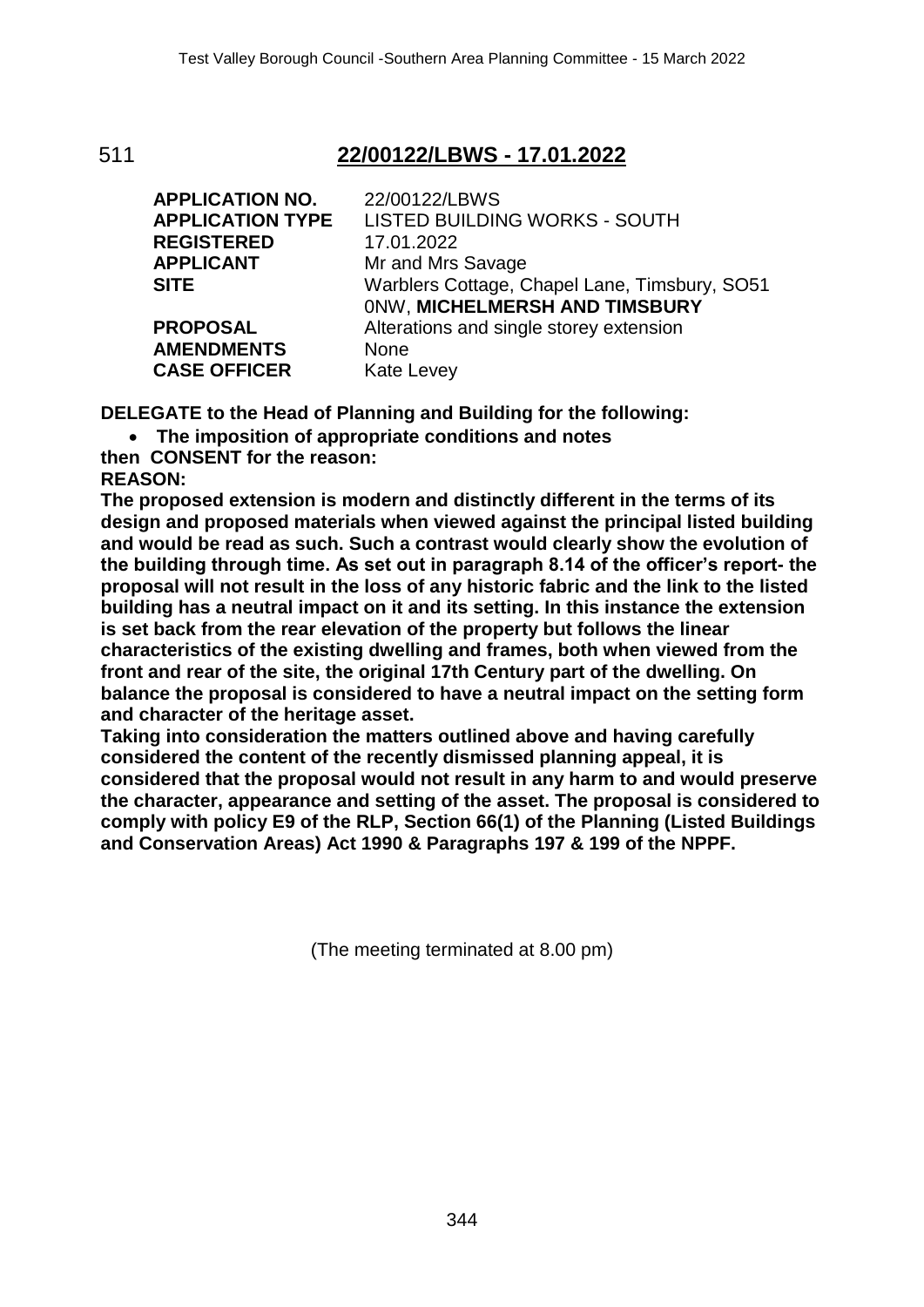## 511 22/00122/LBWS - 17.01.2022

| | |
|---|---|
| **APPLICATION NO.** | 22/00122/LBWS |
| **APPLICATION TYPE** | LISTED BUILDING WORKS - SOUTH |
| **REGISTERED** | 17.01.2022 |
| **APPLICANT** | Mr and Mrs Savage |
| **SITE** | Warblers Cottage, Chapel Lane, Timsbury, SO51 0NW, **MICHELMERSH AND TIMSBURY** |
| **PROPOSAL** | Alterations and single storey extension |
| **AMENDMENTS** | None |
| **CASE OFFICER** | Kate Levey |

**DELEGATE to the Head of Planning and Building for the following:**

- **The imposition of appropriate conditions and notes**

**then CONSENT for the reason:**

**REASON:**

**The proposed extension is modern and distinctly different in the terms of its design and proposed materials when viewed against the principal listed building and would be read as such. Such a contrast would clearly show the evolution of the building through time. As set out in paragraph 8.14 of the officer's report- the proposal will not result in the loss of any historic fabric and the link to the listed building has a neutral impact on it and its setting. In this instance the extension is set back from the rear elevation of the property but follows the linear characteristics of the existing dwelling and frames, both when viewed from the front and rear of the site, the original 17th Century part of the dwelling. On balance the proposal is considered to have a neutral impact on the setting form and character of the heritage asset.**

**Taking into consideration the matters outlined above and having carefully considered the content of the recently dismissed planning appeal, it is considered that the proposal would not result in any harm to and would preserve the character, appearance and setting of the asset. The proposal is considered to comply with policy E9 of the RLP, Section 66(1) of the Planning (Listed Buildings and Conservation Areas) Act 1990 & Paragraphs 197 & 199 of the NPPF.**

(The meeting terminated at 8.00 pm)